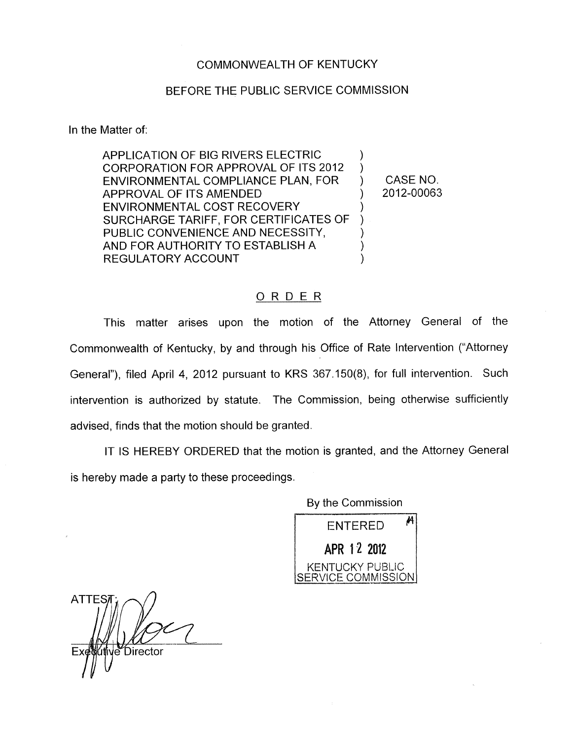COMMONWEALTH OF KENTUCKY

BEFORE THE PUBLIC SERVICE COMMISSION

In the Matter of:

| | | |
|---|---|---|
| APPLICATION OF BIG RIVERS ELECTRIC CORPORATION FOR APPROVAL OF ITS 2012 ENVIRONMENTAL COMPLIANCE PLAN, FOR APPROVAL OF ITS AMENDED ENVIRONMENTAL COST RECOVERY SURCHARGE TARIFF, FOR CERTIFICATES OF PUBLIC CONVENIENCE AND NECESSITY, AND FOR AUTHORITY TO ESTABLISH A REGULATORY ACCOUNT | ) | CASE NO. 2012-00063 |

## ORDER

This matter arises upon the motion of the Attorney General of the Commonwealth of Kentucky, by and through his Office of Rate Intervention ("Attorney General"), filed April 4, 2012 pursuant to KRS 367.150(8), for full intervention. Such intervention is authorized by statute. The Commission, being otherwise sufficiently advised, finds that the motion should be granted.

IT IS HEREBY ORDERED that the motion is granted, and the Attorney General is hereby made a party to these proceedings.

By the Commission

ENTERED

APR 12 2012

KENTUCKY PUBLIC SERVICE COMMISSION

ATTEST:

Executive Director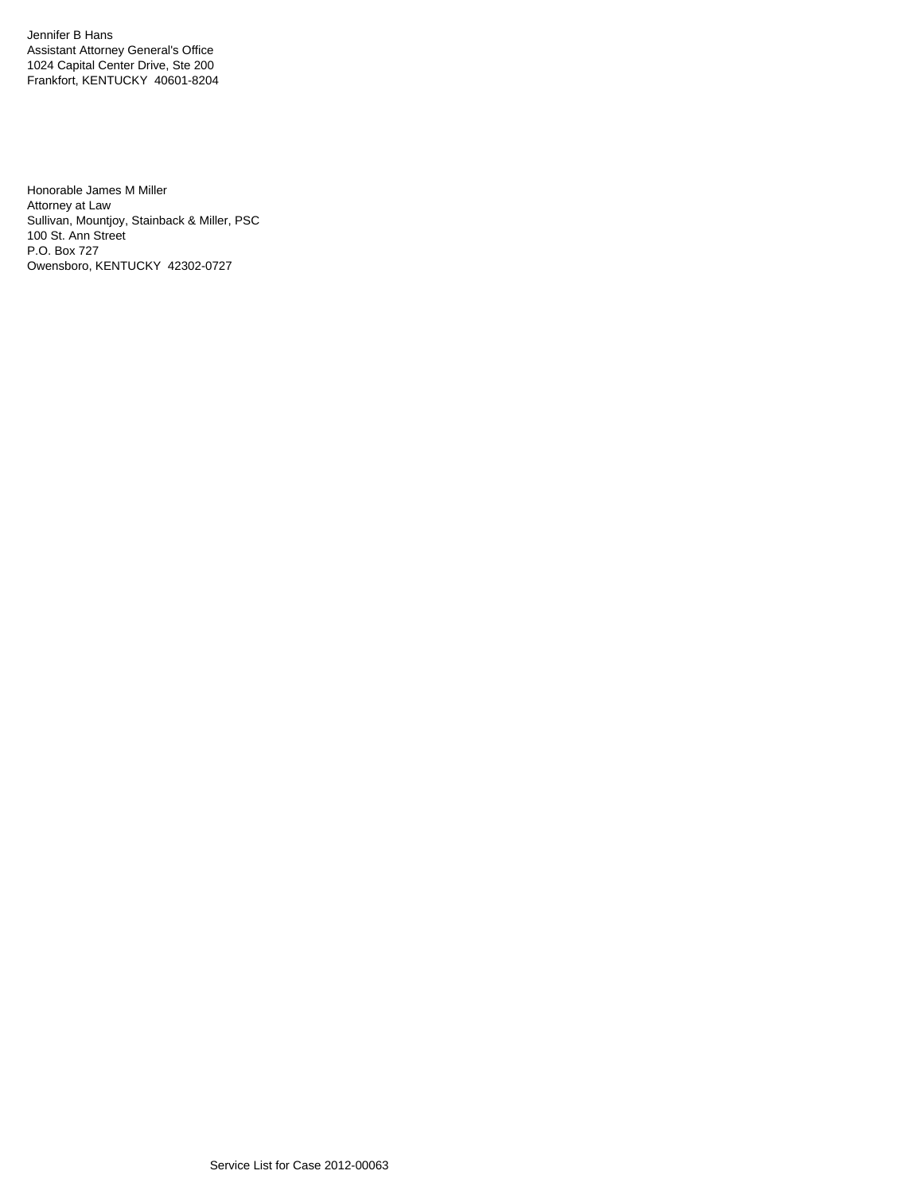Jennifer B Hans
Assistant Attorney General's Office
1024 Capital Center Drive, Ste 200
Frankfort, KENTUCKY  40601-8204

Honorable James M Miller
Attorney at Law
Sullivan, Mountjoy, Stainback & Miller, PSC
100 St. Ann Street
P.O. Box 727
Owensboro, KENTUCKY  42302-0727

Service List for Case 2012-00063